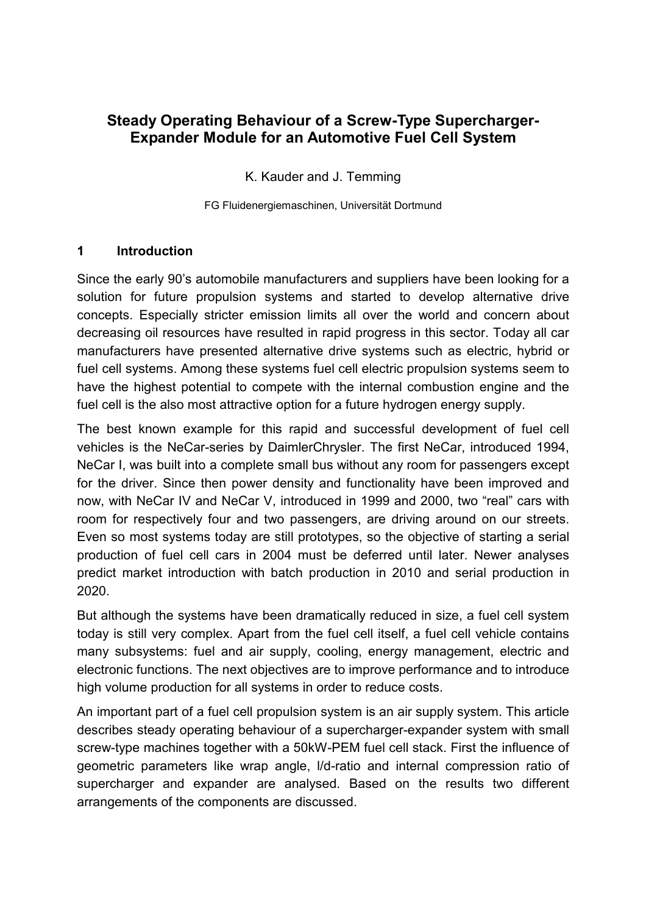# Steady Operating Behaviour of a Screw-Type Supercharger-Expander Module for an Automotive Fuel Cell System

K. Kauder and J. Temming

FG Fluidenergiemaschinen, Universität Dortmund

## 1 Introduction

Since the early 90's automobile manufacturers and suppliers have been looking for a solution for future propulsion systems and started to develop alternative drive concepts. Especially stricter emission limits all over the world and concern about decreasing oil resources have resulted in rapid progress in this sector. Today all car manufacturers have presented alternative drive systems such as electric, hybrid or fuel cell systems. Among these systems fuel cell electric propulsion systems seem to have the highest potential to compete with the internal combustion engine and the fuel cell is the also most attractive option for a future hydrogen energy supply.

The best known example for this rapid and successful development of fuel cell vehicles is the NeCar-series by DaimlerChrysler. The first NeCar, introduced 1994, NeCar I, was built into a complete small bus without any room for passengers except for the driver. Since then power density and functionality have been improved and now, with NeCar IV and NeCar V, introduced in 1999 and 2000, two "real" cars with room for respectively four and two passengers, are driving around on our streets. Even so most systems today are still prototypes, so the objective of starting a serial production of fuel cell cars in 2004 must be deferred until later. Newer analyses predict market introduction with batch production in 2010 and serial production in 2020.

But although the systems have been dramatically reduced in size, a fuel cell system today is still very complex. Apart from the fuel cell itself, a fuel cell vehicle contains many subsystems: fuel and air supply, cooling, energy management, electric and electronic functions. The next objectives are to improve performance and to introduce high volume production for all systems in order to reduce costs.

An important part of a fuel cell propulsion system is an air supply system. This article describes steady operating behaviour of a supercharger-expander system with small screw-type machines together with a 50kW-PEM fuel cell stack. First the influence of geometric parameters like wrap angle, l/d-ratio and internal compression ratio of supercharger and expander are analysed. Based on the results two different arrangements of the components are discussed.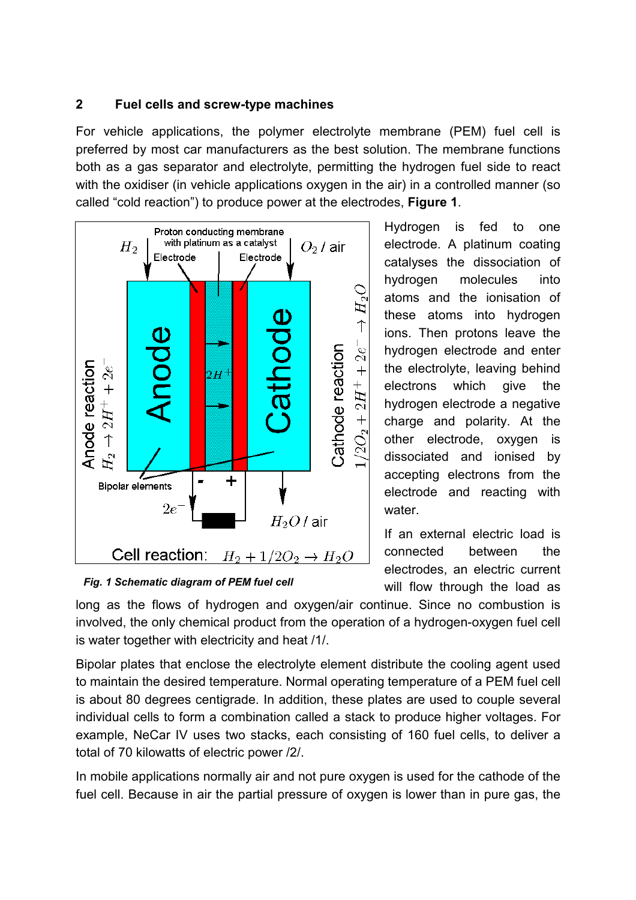## 2 Fuel cells and screw-type machines

For vehicle applications, the polymer electrolyte membrane (PEM) fuel cell is preferred by most car manufacturers as the best solution. The membrane functions both as a gas separator and electrolyte, permitting the hydrogen fuel side to react with the oxidiser (in vehicle applications oxygen in the air) in a controlled manner (so called "cold reaction") to produce power at the electrodes, **Figure 1**.

*Fig. 1 Schematic diagram of PEM fuel cell*

Hydrogen is fed to one electrode. A platinum coating catalyses the dissociation of hydrogen molecules into atoms and the ionisation of these atoms into hydrogen ions. Then protons leave the hydrogen electrode and enter the electrolyte, leaving behind electrons which give the hydrogen electrode a negative charge and polarity. At the other electrode, oxygen is dissociated and ionised by accepting electrons from the electrode and reacting with water.

If an external electric load is connected between the electrodes, an electric current will flow through the load as long as the flows of hydrogen and oxygen/air continue. Since no combustion is involved, the only chemical product from the operation of a hydrogen-oxygen fuel cell is water together with electricity and heat /1/.

Bipolar plates that enclose the electrolyte element distribute the cooling agent used to maintain the desired temperature. Normal operating temperature of a PEM fuel cell is about 80 degrees centigrade. In addition, these plates are used to couple several individual cells to form a combination called a stack to produce higher voltages. For example, NeCar IV uses two stacks, each consisting of 160 fuel cells, to deliver a total of 70 kilowatts of electric power /2/.

In mobile applications normally air and not pure oxygen is used for the cathode of the fuel cell. Because in air the partial pressure of oxygen is lower than in pure gas, the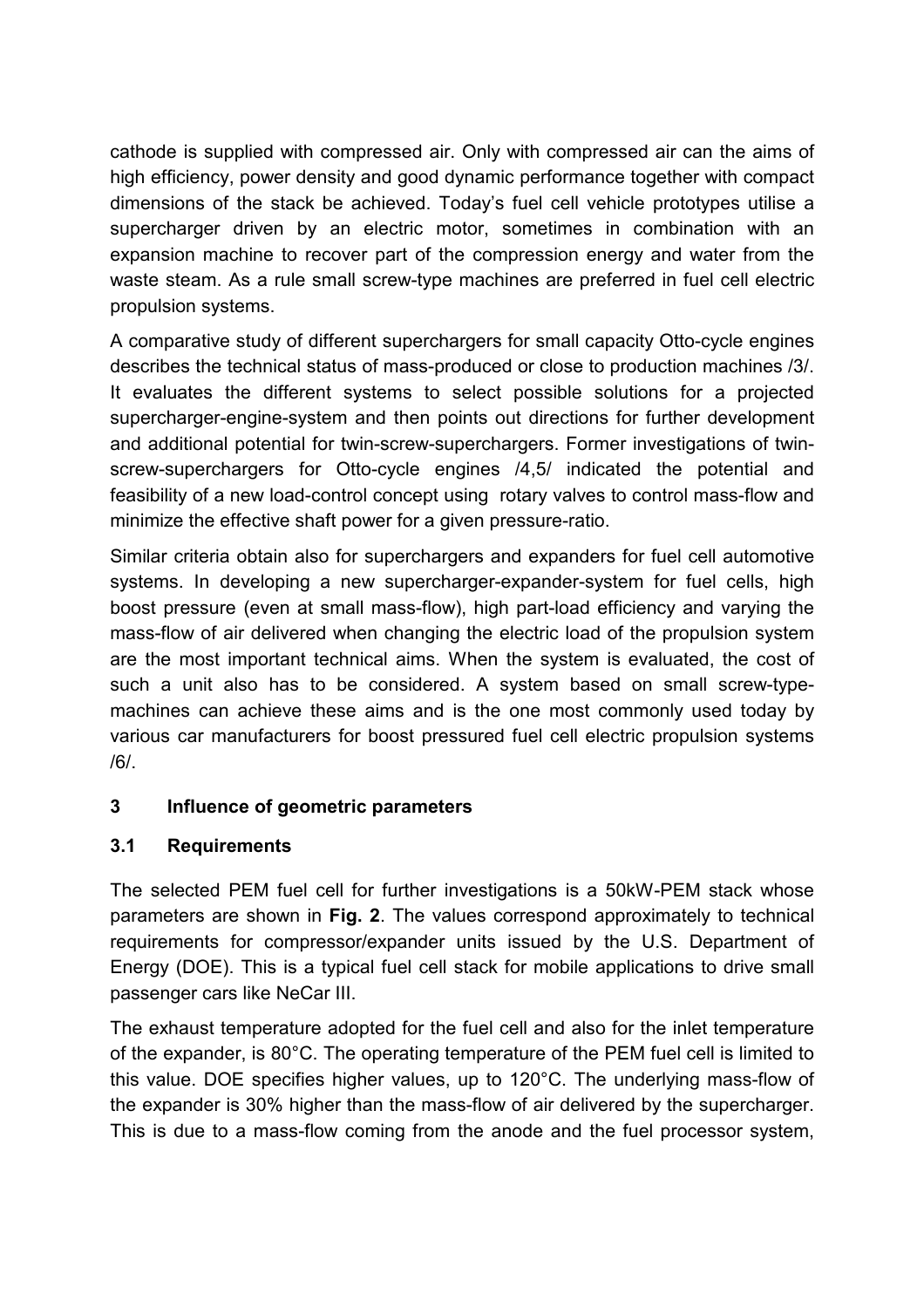cathode is supplied with compressed air. Only with compressed air can the aims of high efficiency, power density and good dynamic performance together with compact dimensions of the stack be achieved. Today's fuel cell vehicle prototypes utilise a supercharger driven by an electric motor, sometimes in combination with an expansion machine to recover part of the compression energy and water from the waste steam. As a rule small screw-type machines are preferred in fuel cell electric propulsion systems.

A comparative study of different superchargers for small capacity Otto-cycle engines describes the technical status of mass-produced or close to production machines /3/. It evaluates the different systems to select possible solutions for a projected supercharger-engine-system and then points out directions for further development and additional potential for twin-screw-superchargers. Former investigations of twin-screw-superchargers for Otto-cycle engines /4,5/ indicated the potential and feasibility of a new load-control concept using rotary valves to control mass-flow and minimize the effective shaft power for a given pressure-ratio.

Similar criteria obtain also for superchargers and expanders for fuel cell automotive systems. In developing a new supercharger-expander-system for fuel cells, high boost pressure (even at small mass-flow), high part-load efficiency and varying the mass-flow of air delivered when changing the electric load of the propulsion system are the most important technical aims. When the system is evaluated, the cost of such a unit also has to be considered. A system based on small screw-type-machines can achieve these aims and is the one most commonly used today by various car manufacturers for boost pressured fuel cell electric propulsion systems /6/.

## 3 Influence of geometric parameters

### 3.1 Requirements

The selected PEM fuel cell for further investigations is a 50kW-PEM stack whose parameters are shown in **Fig. 2**. The values correspond approximately to technical requirements for compressor/expander units issued by the U.S. Department of Energy (DOE). This is a typical fuel cell stack for mobile applications to drive small passenger cars like NeCar III.

The exhaust temperature adopted for the fuel cell and also for the inlet temperature of the expander, is 80°C. The operating temperature of the PEM fuel cell is limited to this value. DOE specifies higher values, up to 120°C. The underlying mass-flow of the expander is 30% higher than the mass-flow of air delivered by the supercharger. This is due to a mass-flow coming from the anode and the fuel processor system,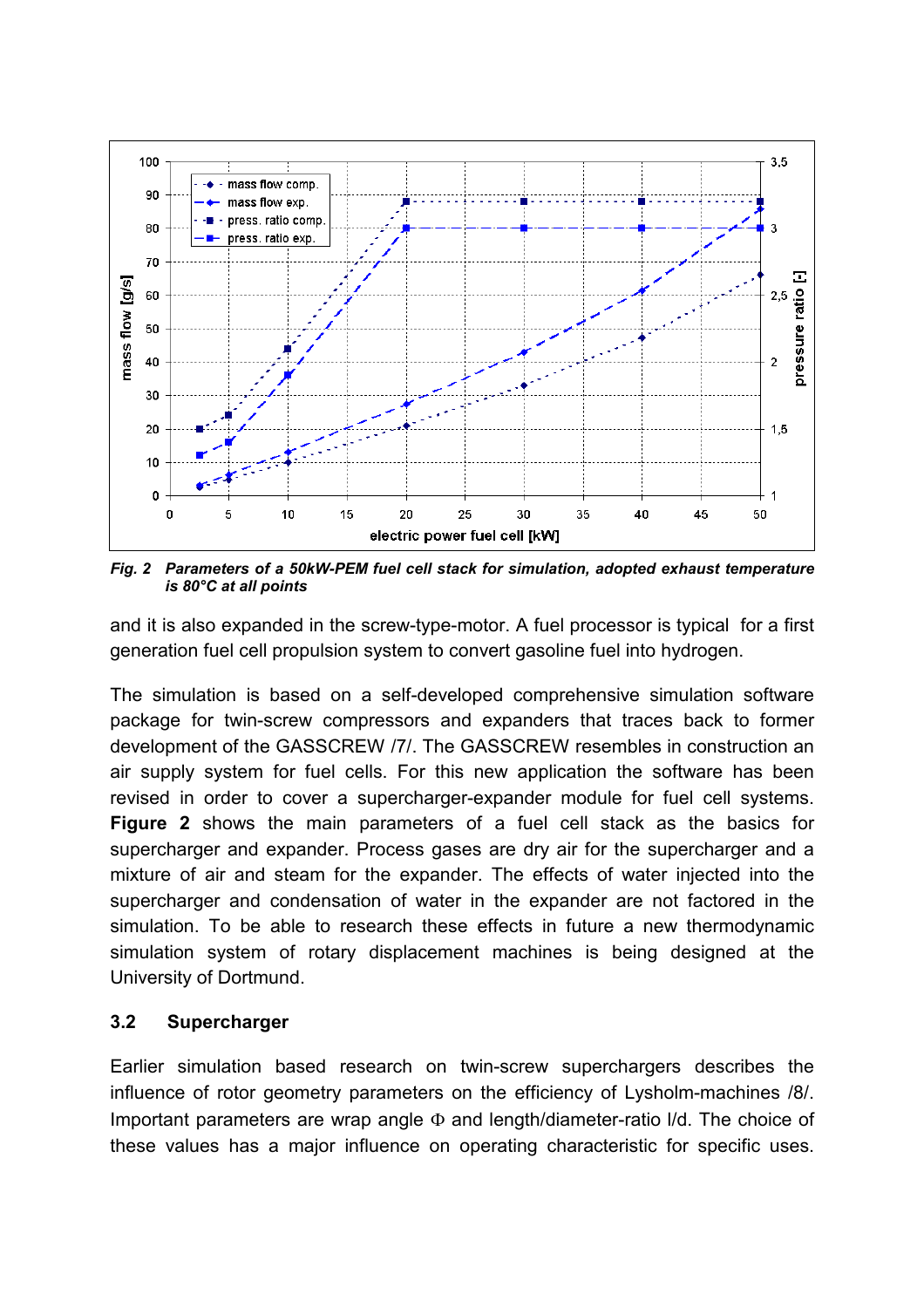*Fig. 2 Parameters of a 50kW-PEM fuel cell stack for simulation, adopted exhaust temperature is 80°C at all points*

and it is also expanded in the screw-type-motor. A fuel processor is typical for a first generation fuel cell propulsion system to convert gasoline fuel into hydrogen.

The simulation is based on a self-developed comprehensive simulation software package for twin-screw compressors and expanders that traces back to former development of the GASSCREW /7/. The GASSCREW resembles in construction an air supply system for fuel cells. For this new application the software has been revised in order to cover a supercharger-expander module for fuel cell systems. **Figure 2** shows the main parameters of a fuel cell stack as the basics for supercharger and expander. Process gases are dry air for the supercharger and a mixture of air and steam for the expander. The effects of water injected into the supercharger and condensation of water in the expander are not factored in the simulation. To be able to research these effects in future a new thermodynamic simulation system of rotary displacement machines is being designed at the University of Dortmund.

### 3.2 Supercharger

Earlier simulation based research on twin-screw superchargers describes the influence of rotor geometry parameters on the efficiency of Lysholm-machines /8/. Important parameters are wrap angle $\Phi$ and length/diameter-ratio l/d. The choice of these values has a major influence on operating characteristic for specific uses.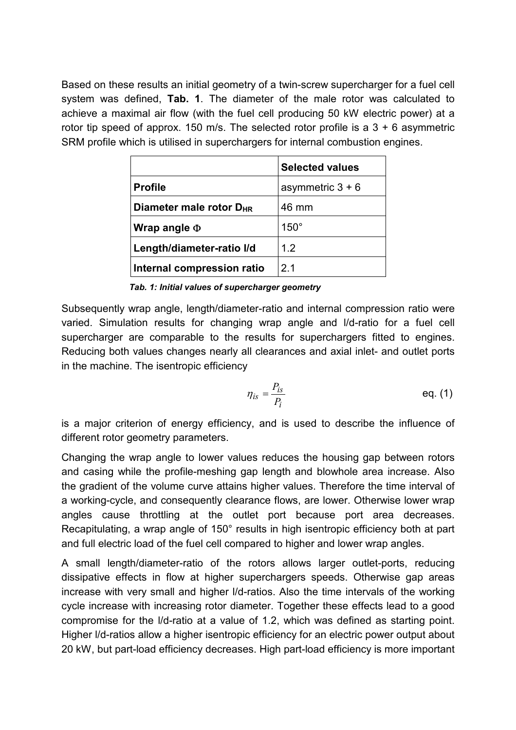Based on these results an initial geometry of a twin-screw supercharger for a fuel cell system was defined, **Tab. 1**. The diameter of the male rotor was calculated to achieve a maximal air flow (with the fuel cell producing 50 kW electric power) at a rotor tip speed of approx. 150 m/s. The selected rotor profile is a 3 + 6 asymmetric SRM profile which is utilised in superchargers for internal combustion engines.

| | **Selected values** |
|---|---|
| **Profile** | asymmetric 3 + 6 |
| **Diameter male rotor $D_{HR}$** | 46 mm |
| **Wrap angle $\Phi$** | 150° |
| **Length/diameter-ratio l/d** | 1.2 |
| **Internal compression ratio** | 2.1 |

***Tab. 1: Initial values of supercharger geometry***

Subsequently wrap angle, length/diameter-ratio and internal compression ratio were varied. Simulation results for changing wrap angle and l/d-ratio for a fuel cell supercharger are comparable to the results for superchargers fitted to engines. Reducing both values changes nearly all clearances and axial inlet- and outlet ports in the machine. The isentropic efficiency

$$\eta_{is} = \frac{P_{is}}{P_i} \qquad \text{eq. (1)}$$

is a major criterion of energy efficiency, and is used to describe the influence of different rotor geometry parameters.

Changing the wrap angle to lower values reduces the housing gap between rotors and casing while the profile-meshing gap length and blowhole area increase. Also the gradient of the volume curve attains higher values. Therefore the time interval of a working-cycle, and consequently clearance flows, are lower. Otherwise lower wrap angles cause throttling at the outlet port because port area decreases. Recapitulating, a wrap angle of 150° results in high isentropic efficiency both at part and full electric load of the fuel cell compared to higher and lower wrap angles.

A small length/diameter-ratio of the rotors allows larger outlet-ports, reducing dissipative effects in flow at higher superchargers speeds. Otherwise gap areas increase with very small and higher l/d-ratios. Also the time intervals of the working cycle increase with increasing rotor diameter. Together these effects lead to a good compromise for the l/d-ratio at a value of 1.2, which was defined as starting point. Higher l/d-ratios allow a higher isentropic efficiency for an electric power output about 20 kW, but part-load efficiency decreases. High part-load efficiency is more important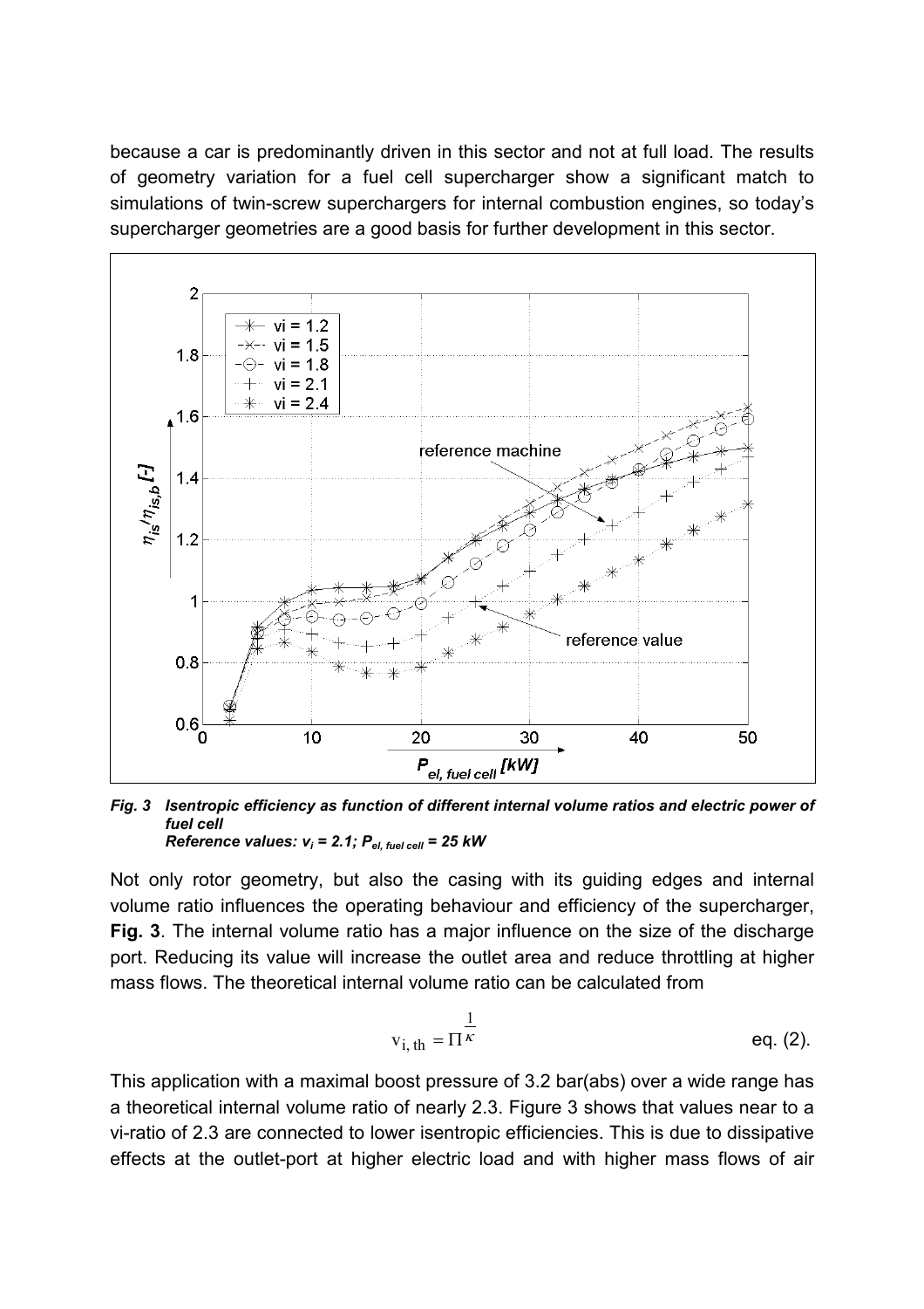because a car is predominantly driven in this sector and not at full load. The results of geometry variation for a fuel cell supercharger show a significant match to simulations of twin-screw superchargers for internal combustion engines, so today's supercharger geometries are a good basis for further development in this sector.

***Fig. 3 Isentropic efficiency as function of different internal volume ratios and electric power of fuel cell***
***Reference values: $v_i$ = 2.1; $P_{el,\ fuel\ cell}$ = 25 kW***

Not only rotor geometry, but also the casing with its guiding edges and internal volume ratio influences the operating behaviour and efficiency of the supercharger, **Fig. 3**. The internal volume ratio has a major influence on the size of the discharge port. Reducing its value will increase the outlet area and reduce throttling at higher mass flows. The theoretical internal volume ratio can be calculated from

$$v_{i,\,th} = \Pi^{\frac{1}{\kappa}} \qquad \text{eq. (2).}$$

This application with a maximal boost pressure of 3.2 bar(abs) over a wide range has a theoretical internal volume ratio of nearly 2.3. Figure 3 shows that values near to a vi-ratio of 2.3 are connected to lower isentropic efficiencies. This is due to dissipative effects at the outlet-port at higher electric load and with higher mass flows of air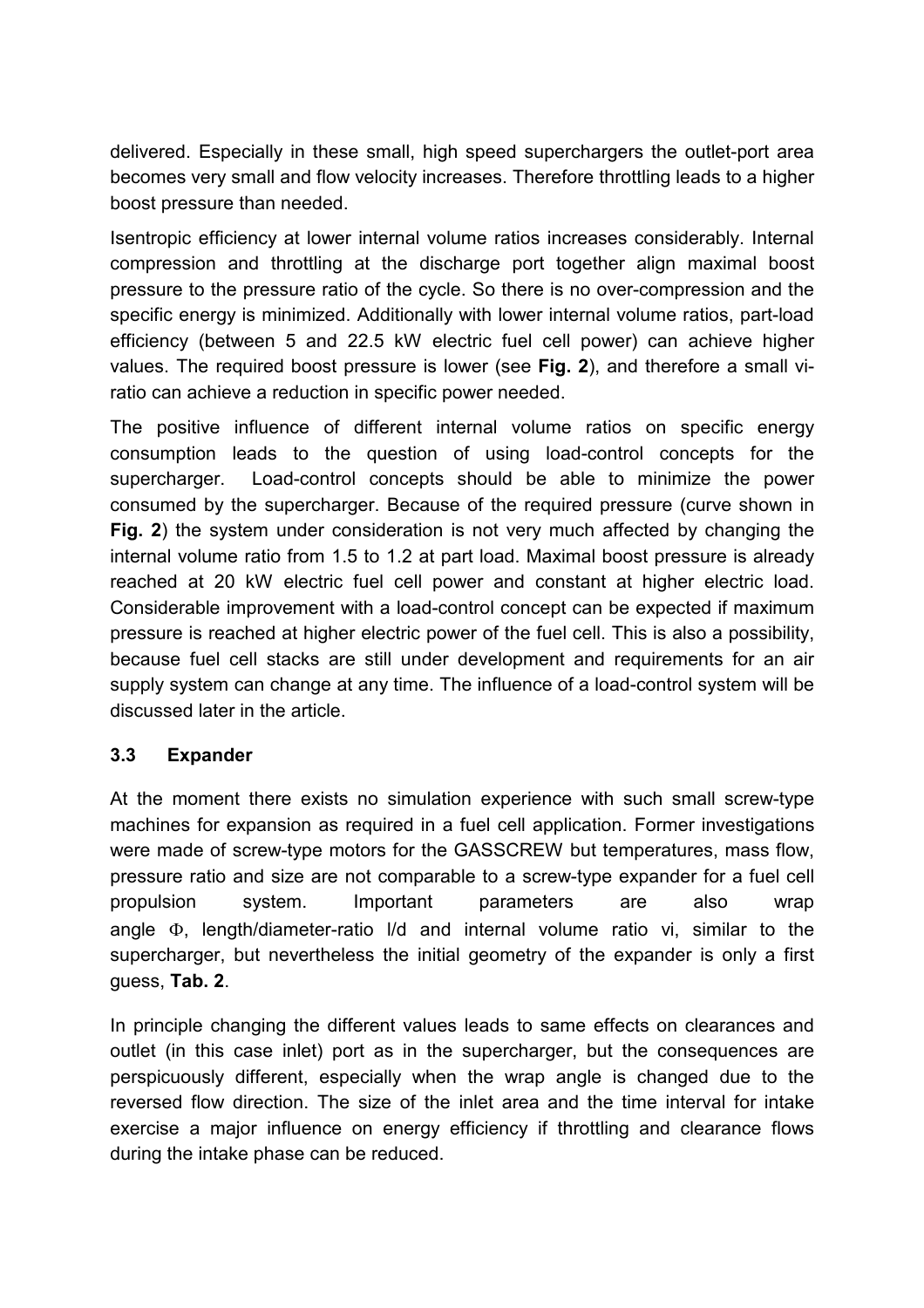delivered. Especially in these small, high speed superchargers the outlet-port area becomes very small and flow velocity increases. Therefore throttling leads to a higher boost pressure than needed.

Isentropic efficiency at lower internal volume ratios increases considerably. Internal compression and throttling at the discharge port together align maximal boost pressure to the pressure ratio of the cycle. So there is no over-compression and the specific energy is minimized. Additionally with lower internal volume ratios, part-load efficiency (between 5 and 22.5 kW electric fuel cell power) can achieve higher values. The required boost pressure is lower (see **Fig. 2**), and therefore a small vi-ratio can achieve a reduction in specific power needed.

The positive influence of different internal volume ratios on specific energy consumption leads to the question of using load-control concepts for the supercharger. Load-control concepts should be able to minimize the power consumed by the supercharger. Because of the required pressure (curve shown in **Fig. 2**) the system under consideration is not very much affected by changing the internal volume ratio from 1.5 to 1.2 at part load. Maximal boost pressure is already reached at 20 kW electric fuel cell power and constant at higher electric load. Considerable improvement with a load-control concept can be expected if maximum pressure is reached at higher electric power of the fuel cell. This is also a possibility, because fuel cell stacks are still under development and requirements for an air supply system can change at any time. The influence of a load-control system will be discussed later in the article.

### 3.3 Expander

At the moment there exists no simulation experience with such small screw-type machines for expansion as required in a fuel cell application. Former investigations were made of screw-type motors for the GASSCREW but temperatures, mass flow, pressure ratio and size are not comparable to a screw-type expander for a fuel cell propulsion system. Important parameters are also wrap angle $\Phi$, length/diameter-ratio l/d and internal volume ratio vi, similar to the supercharger, but nevertheless the initial geometry of the expander is only a first guess, **Tab. 2**.

In principle changing the different values leads to same effects on clearances and outlet (in this case inlet) port as in the supercharger, but the consequences are perspicuously different, especially when the wrap angle is changed due to the reversed flow direction. The size of the inlet area and the time interval for intake exercise a major influence on energy efficiency if throttling and clearance flows during the intake phase can be reduced.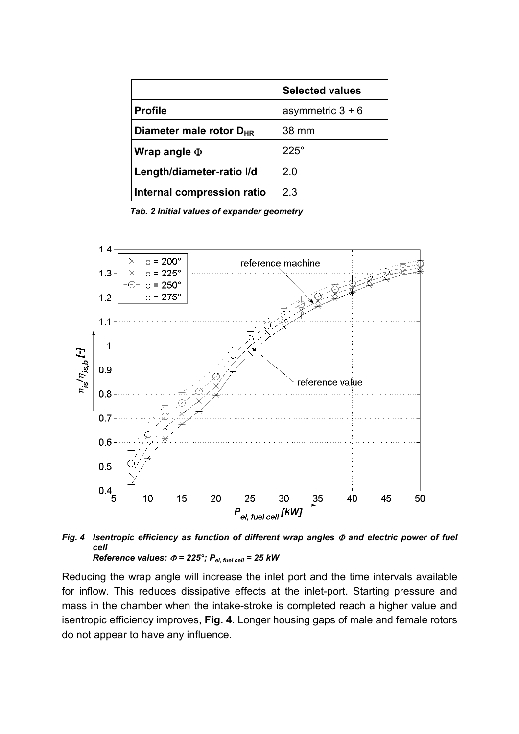|  | **Selected values** |
|---|---|
| **Profile** | asymmetric 3 + 6 |
| **Diameter male rotor $D_{HR}$** | 38 mm |
| **Wrap angle $\Phi$** | 225° |
| **Length/diameter-ratio l/d** | 2.0 |
| **Internal compression ratio** | 2.3 |

***Tab. 2 Initial values of expander geometry***

***Fig. 4 Isentropic efficiency as function of different wrap angles $\Phi$ and electric power of fuel cell***
***Reference values: $\Phi$ = 225°; $P_{el,\ fuel\ cell}$ = 25 kW***

Reducing the wrap angle will increase the inlet port and the time intervals available for inflow. This reduces dissipative effects at the inlet-port. Starting pressure and mass in the chamber when the intake-stroke is completed reach a higher value and isentropic efficiency improves, **Fig. 4**. Longer housing gaps of male and female rotors do not appear to have any influence.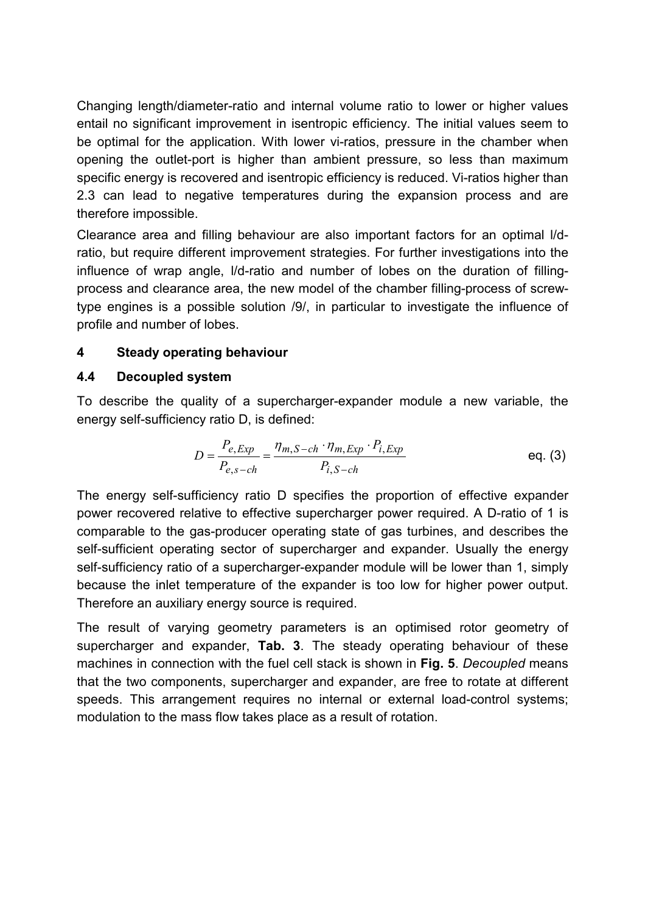Changing length/diameter-ratio and internal volume ratio to lower or higher values entail no significant improvement in isentropic efficiency. The initial values seem to be optimal for the application. With lower vi-ratios, pressure in the chamber when opening the outlet-port is higher than ambient pressure, so less than maximum specific energy is recovered and isentropic efficiency is reduced. Vi-ratios higher than 2.3 can lead to negative temperatures during the expansion process and are therefore impossible.

Clearance area and filling behaviour are also important factors for an optimal l/d-ratio, but require different improvement strategies. For further investigations into the influence of wrap angle, l/d-ratio and number of lobes on the duration of filling-process and clearance area, the new model of the chamber filling-process of screw-type engines is a possible solution /9/, in particular to investigate the influence of profile and number of lobes.

## 4 Steady operating behaviour

### 4.4 Decoupled system

To describe the quality of a supercharger-expander module a new variable, the energy self-sufficiency ratio D, is defined:

$$D = \frac{P_{e,Exp}}{P_{e,s-ch}} = \frac{\eta_{m,S-ch} \cdot \eta_{m,Exp} \cdot P_{i,Exp}}{P_{i,S-ch}} \qquad \text{eq. (3)}$$

The energy self-sufficiency ratio D specifies the proportion of effective expander power recovered relative to effective supercharger power required. A D-ratio of 1 is comparable to the gas-producer operating state of gas turbines, and describes the self-sufficient operating sector of supercharger and expander. Usually the energy self-sufficiency ratio of a supercharger-expander module will be lower than 1, simply because the inlet temperature of the expander is too low for higher power output. Therefore an auxiliary energy source is required.

The result of varying geometry parameters is an optimised rotor geometry of supercharger and expander, **Tab. 3**. The steady operating behaviour of these machines in connection with the fuel cell stack is shown in **Fig. 5**. *Decoupled* means that the two components, supercharger and expander, are free to rotate at different speeds. This arrangement requires no internal or external load-control systems; modulation to the mass flow takes place as a result of rotation.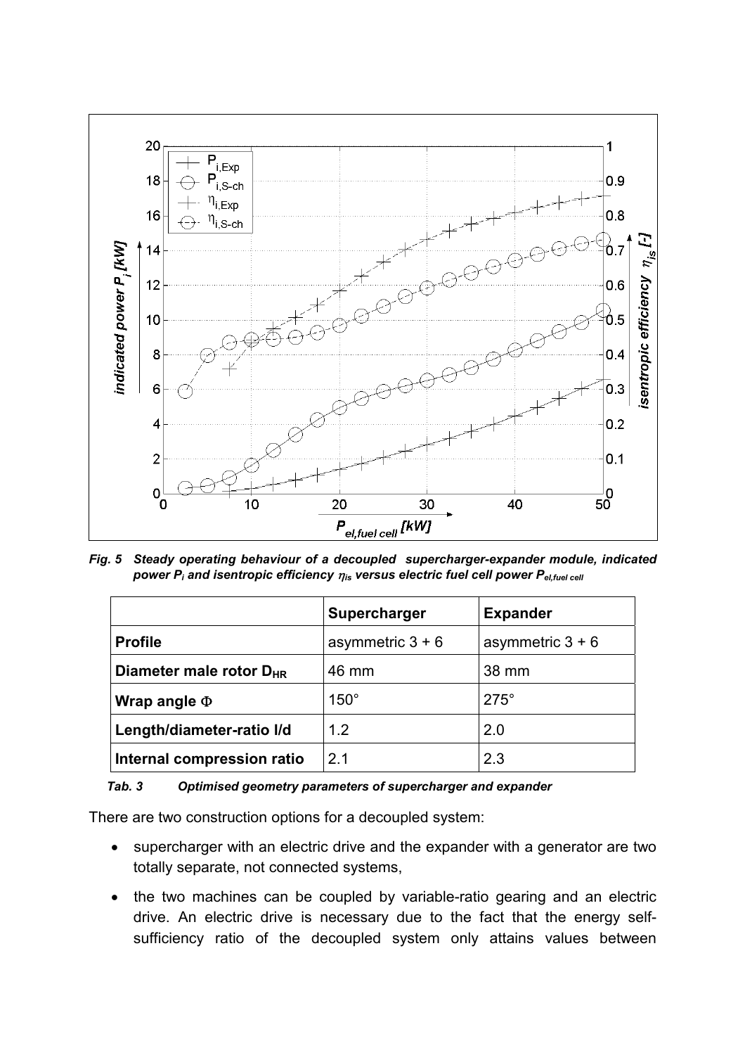*Fig. 5 Steady operating behaviour of a decoupled supercharger-expander module, indicated power $P_i$ and isentropic efficiency $\eta_{is}$ versus electric fuel cell power $P_{el,fuel\ cell}$*

| | Supercharger | Expander |
|---|---|---|
| **Profile** | asymmetric 3 + 6 | asymmetric 3 + 6 |
| **Diameter male rotor $D_{HR}$** | 46 mm | 38 mm |
| **Wrap angle $\Phi$** | 150° | 275° |
| **Length/diameter-ratio l/d** | 1.2 | 2.0 |
| **Internal compression ratio** | 2.1 | 2.3 |

*Tab. 3 Optimised geometry parameters of supercharger and expander*

There are two construction options for a decoupled system:

- supercharger with an electric drive and the expander with a generator are two totally separate, not connected systems,
- the two machines can be coupled by variable-ratio gearing and an electric drive. An electric drive is necessary due to the fact that the energy self-sufficiency ratio of the decoupled system only attains values between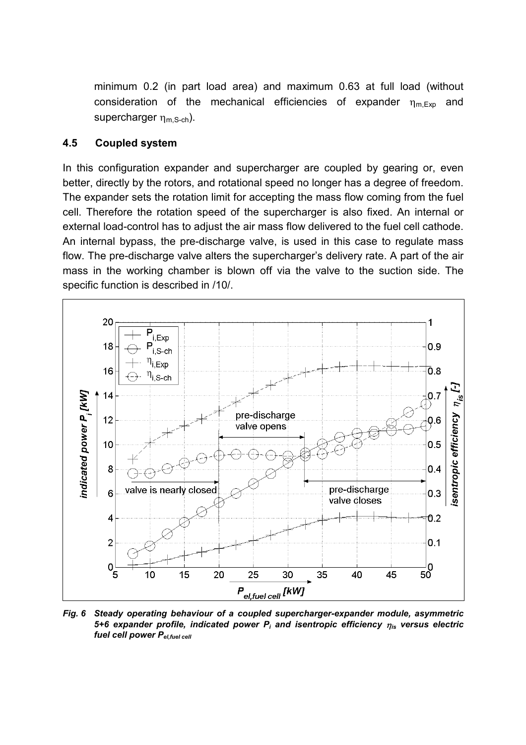minimum 0.2 (in part load area) and maximum 0.63 at full load (without consideration of the mechanical efficiencies of expander $\eta_{m,Exp}$ and supercharger $\eta_{m,S\text{-}ch}$).

### 4.5 Coupled system

In this configuration expander and supercharger are coupled by gearing or, even better, directly by the rotors, and rotational speed no longer has a degree of freedom. The expander sets the rotation limit for accepting the mass flow coming from the fuel cell. Therefore the rotation speed of the supercharger is also fixed. An internal or external load-control has to adjust the air mass flow delivered to the fuel cell cathode. An internal bypass, the pre-discharge valve, is used in this case to regulate mass flow. The pre-discharge valve alters the supercharger's delivery rate. A part of the air mass in the working chamber is blown off via the valve to the suction side. The specific function is described in /10/.

***Fig. 6 Steady operating behaviour of a coupled supercharger-expander module, asymmetric 5+6 expander profile, indicated power $P_i$ and isentropic efficiency $\eta_{is}$ versus electric fuel cell power $P_{el,fuel\ cell}$***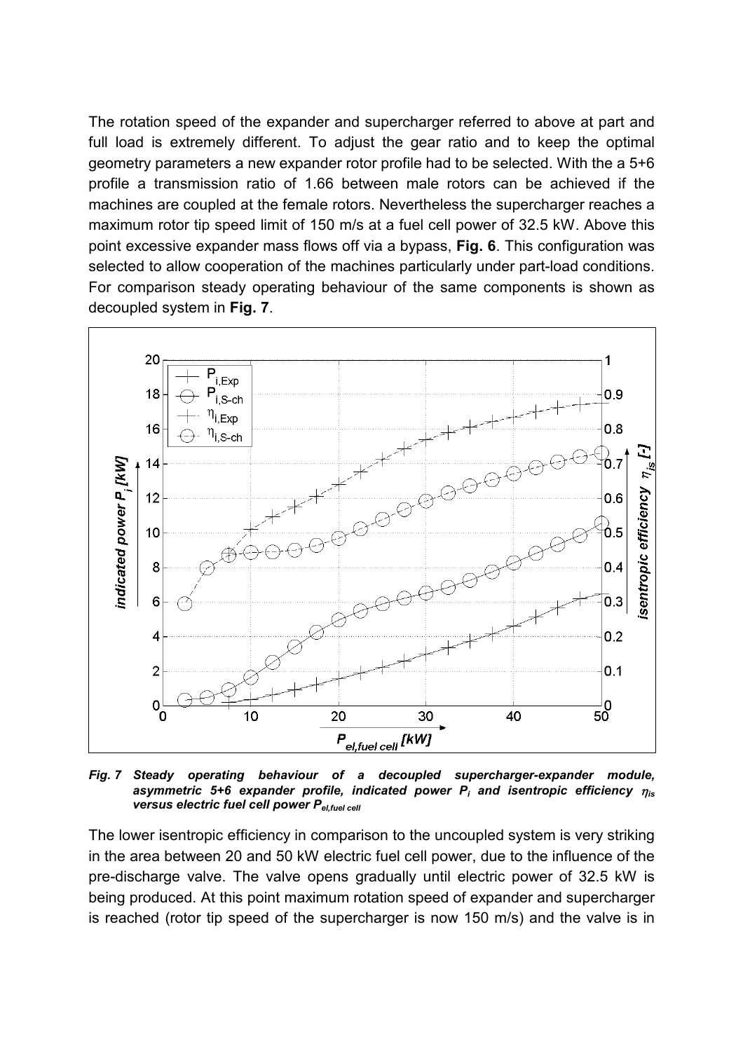The rotation speed of the expander and supercharger referred to above at part and full load is extremely different. To adjust the gear ratio and to keep the optimal geometry parameters a new expander rotor profile had to be selected. With the a 5+6 profile a transmission ratio of 1.66 between male rotors can be achieved if the machines are coupled at the female rotors. Nevertheless the supercharger reaches a maximum rotor tip speed limit of 150 m/s at a fuel cell power of 32.5 kW. Above this point excessive expander mass flows off via a bypass, **Fig. 6**. This configuration was selected to allow cooperation of the machines particularly under part-load conditions. For comparison steady operating behaviour of the same components is shown as decoupled system in **Fig. 7**.

***Fig. 7 Steady operating behaviour of a decoupled supercharger-expander module, asymmetric 5+6 expander profile, indicated power $P_i$ and isentropic efficiency $\eta_{is}$ versus electric fuel cell power $P_{el,fuel\ cell}$***

The lower isentropic efficiency in comparison to the uncoupled system is very striking in the area between 20 and 50 kW electric fuel cell power, due to the influence of the pre-discharge valve. The valve opens gradually until electric power of 32.5 kW is being produced. At this point maximum rotation speed of expander and supercharger is reached (rotor tip speed of the supercharger is now 150 m/s) and the valve is in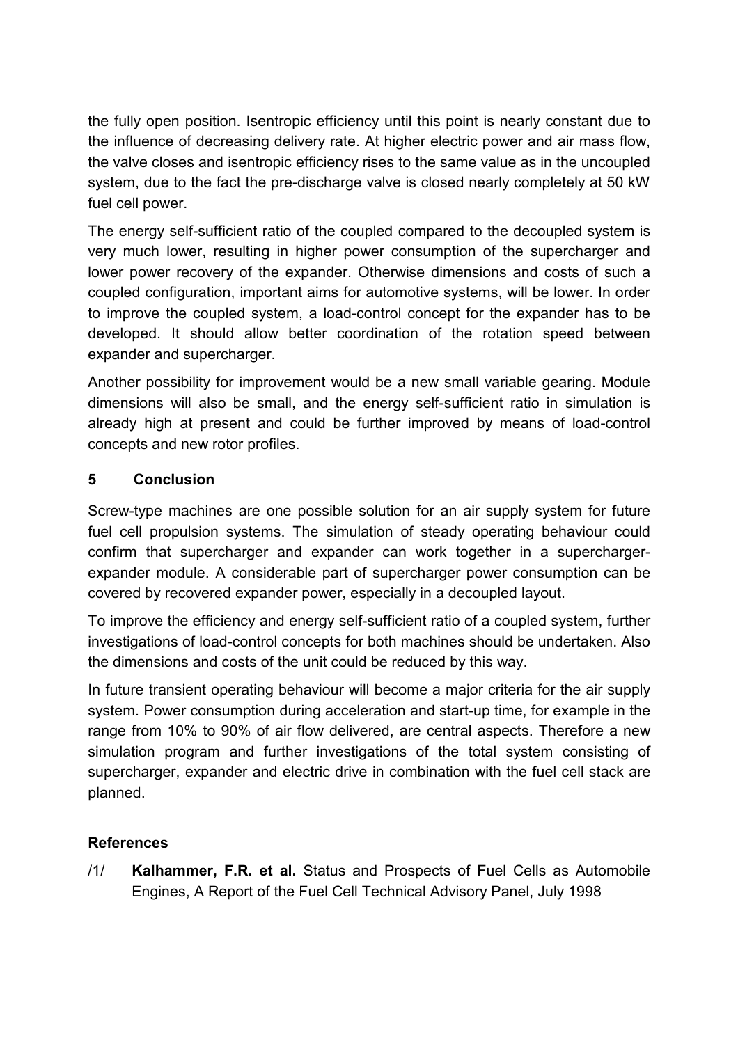the fully open position. Isentropic efficiency until this point is nearly constant due to the influence of decreasing delivery rate. At higher electric power and air mass flow, the valve closes and isentropic efficiency rises to the same value as in the uncoupled system, due to the fact the pre-discharge valve is closed nearly completely at 50 kW fuel cell power.

The energy self-sufficient ratio of the coupled compared to the decoupled system is very much lower, resulting in higher power consumption of the supercharger and lower power recovery of the expander. Otherwise dimensions and costs of such a coupled configuration, important aims for automotive systems, will be lower. In order to improve the coupled system, a load-control concept for the expander has to be developed. It should allow better coordination of the rotation speed between expander and supercharger.

Another possibility for improvement would be a new small variable gearing. Module dimensions will also be small, and the energy self-sufficient ratio in simulation is already high at present and could be further improved by means of load-control concepts and new rotor profiles.

## 5 Conclusion

Screw-type machines are one possible solution for an air supply system for future fuel cell propulsion systems. The simulation of steady operating behaviour could confirm that supercharger and expander can work together in a supercharger-expander module. A considerable part of supercharger power consumption can be covered by recovered expander power, especially in a decoupled layout.

To improve the efficiency and energy self-sufficient ratio of a coupled system, further investigations of load-control concepts for both machines should be undertaken. Also the dimensions and costs of the unit could be reduced by this way.

In future transient operating behaviour will become a major criteria for the air supply system. Power consumption during acceleration and start-up time, for example in the range from 10% to 90% of air flow delivered, are central aspects. Therefore a new simulation program and further investigations of the total system consisting of supercharger, expander and electric drive in combination with the fuel cell stack are planned.

## References

/1/ **Kalhammer, F.R. et al.** Status and Prospects of Fuel Cells as Automobile Engines, A Report of the Fuel Cell Technical Advisory Panel, July 1998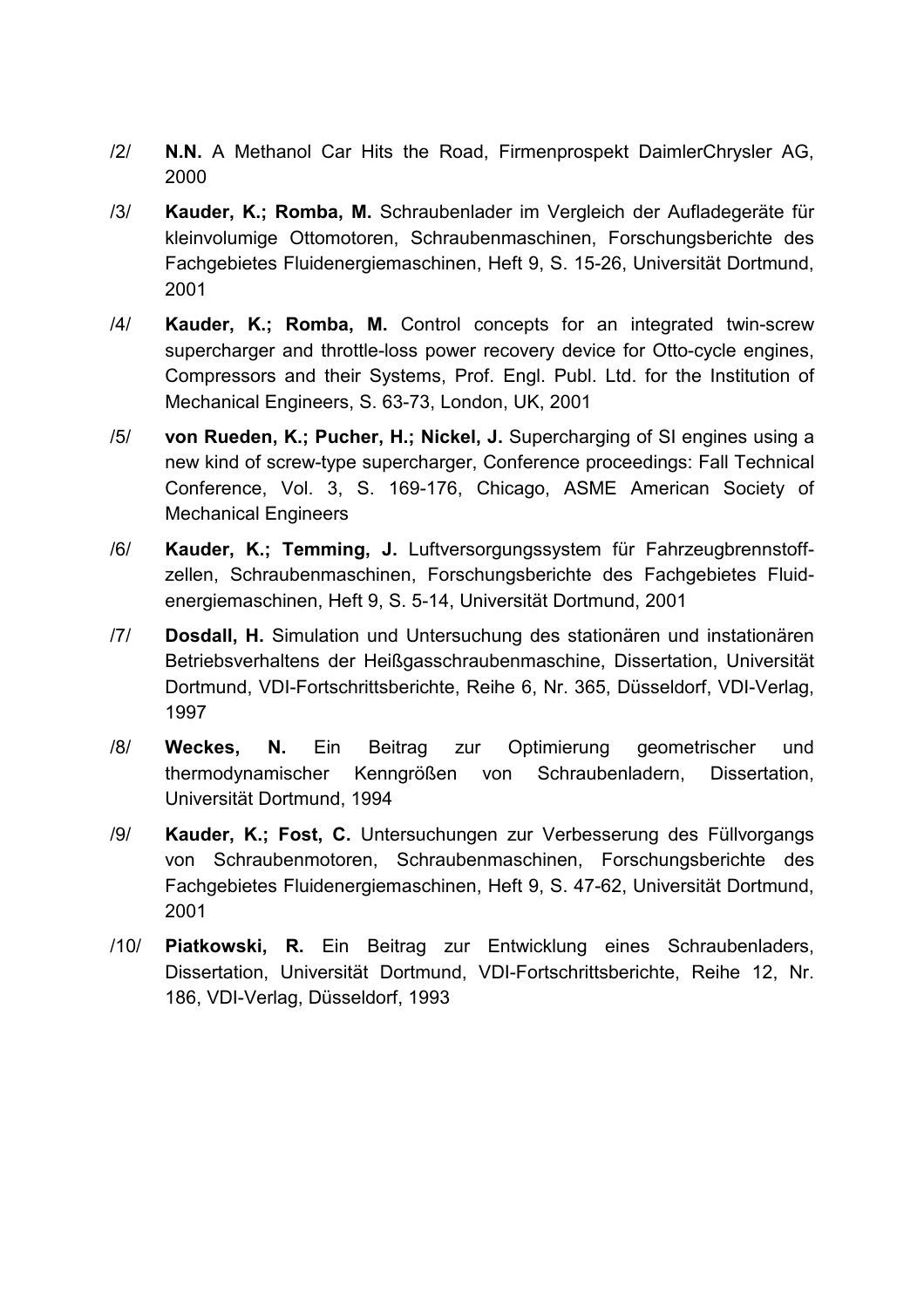/2/ **N.N.** A Methanol Car Hits the Road, Firmenprospekt DaimlerChrysler AG, 2000

/3/ **Kauder, K.; Romba, M.** Schraubenlader im Vergleich der Aufladegeräte für kleinvolumige Ottomotoren, Schraubenmaschinen, Forschungsberichte des Fachgebietes Fluidenergiemaschinen, Heft 9, S. 15-26, Universität Dortmund, 2001

/4/ **Kauder, K.; Romba, M.** Control concepts for an integrated twin-screw supercharger and throttle-loss power recovery device for Otto-cycle engines, Compressors and their Systems, Prof. Engl. Publ. Ltd. for the Institution of Mechanical Engineers, S. 63-73, London, UK, 2001

/5/ **von Rueden, K.; Pucher, H.; Nickel, J.** Supercharging of SI engines using a new kind of screw-type supercharger, Conference proceedings: Fall Technical Conference, Vol. 3, S. 169-176, Chicago, ASME American Society of Mechanical Engineers

/6/ **Kauder, K.; Temming, J.** Luftversorgungssystem für Fahrzeugbrennstoffzellen, Schraubenmaschinen, Forschungsberichte des Fachgebietes Fluidenergiemaschinen, Heft 9, S. 5-14, Universität Dortmund, 2001

/7/ **Dosdall, H.** Simulation und Untersuchung des stationären und instationären Betriebsverhaltens der Heißgasschraubenmaschine, Dissertation, Universität Dortmund, VDI-Fortschrittsberichte, Reihe 6, Nr. 365, Düsseldorf, VDI-Verlag, 1997

/8/ **Weckes, N.** Ein Beitrag zur Optimierung geometrischer und thermodynamischer Kenngrößen von Schraubenladern, Dissertation, Universität Dortmund, 1994

/9/ **Kauder, K.; Fost, C.** Untersuchungen zur Verbesserung des Füllvorgangs von Schraubenmotoren, Schraubenmaschinen, Forschungsberichte des Fachgebietes Fluidenergiemaschinen, Heft 9, S. 47-62, Universität Dortmund, 2001

/10/ **Piatkowski, R.** Ein Beitrag zur Entwicklung eines Schraubenladers, Dissertation, Universität Dortmund, VDI-Fortschrittsberichte, Reihe 12, Nr. 186, VDI-Verlag, Düsseldorf, 1993